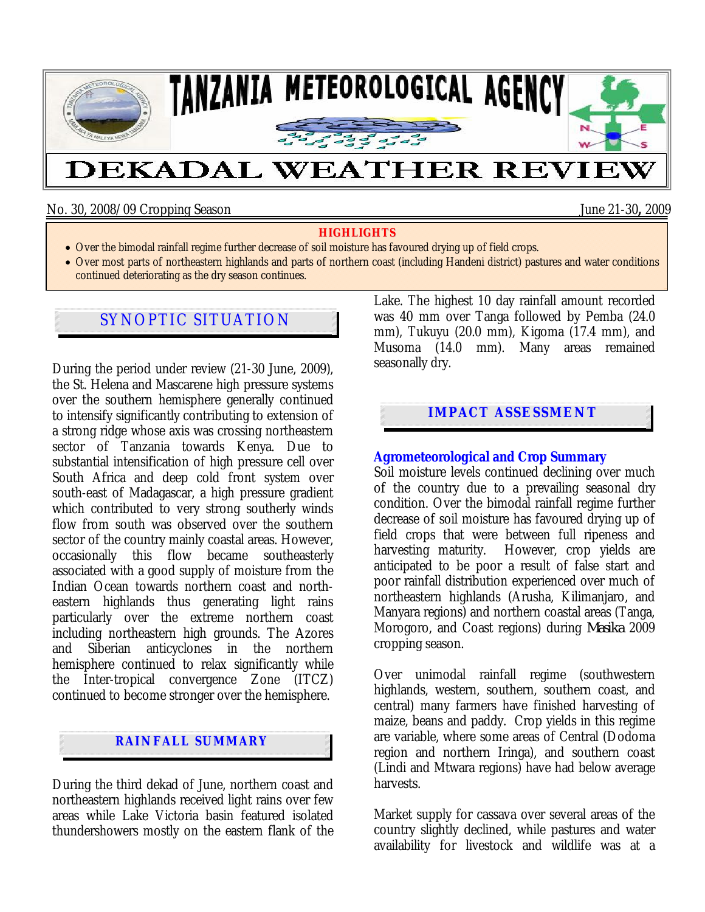# TANZANIA METEOROLOGICAL AGENCY

# DEKADAL WEATHER REVIEW

No. 30, 2008/09 Cropping Season — June 21-30, 2009

**HIGHLIGHTS**

- Over the bimodal rainfall regime further decrease of soil moisture has favoured drying up of field crops.
- Over most parts of northeastern highlands and parts of northern coast (including Handeni district) pastures and water conditions continued deteriorating as the dry season continues.

## SYNOPTIC SITUATION

During the period under review (21-30 June, 2009), the St. Helena and Mascarene high pressure systems over the southern hemisphere generally continued to intensify significantly contributing to extension of a strong ridge whose axis was crossing northeastern sector of Tanzania towards Kenya. Due to substantial intensification of high pressure cell over South Africa and deep cold front system over south-east of Madagascar, a high pressure gradient which contributed to very strong southerly winds flow from south was observed over the southern sector of the country mainly coastal areas. However, occasionally this flow became southeasterly associated with a good supply of moisture from the Indian Ocean towards northern coast and north-eastern highlands thus generating light rains particularly over the extreme northern coast including northeastern high grounds. The Azores and Siberian anticyclones in the northern hemisphere continued to relax significantly while the Inter-tropical convergence Zone (ITCZ) continued to become stronger over the hemisphere.

## RAINFALL SUMMARY

During the third dekad of June, northern coast and northeastern highlands received light rains over few areas while Lake Victoria basin featured isolated thundershowers mostly on the eastern flank of the Lake. The highest 10 day rainfall amount recorded was 40 mm over Tanga followed by Pemba (24.0 mm), Tukuyu (20.0 mm), Kigoma (17.4 mm), and Musoma (14.0 mm). Many areas remained seasonally dry.

## IMPACT ASSESSMENT

### Agrometeorological and Crop Summary

Soil moisture levels continued declining over much of the country due to a prevailing seasonal dry condition. Over the bimodal rainfall regime further decrease of soil moisture has favoured drying up of field crops that were between full ripeness and harvesting maturity. However, crop yields are anticipated to be poor a result of false start and poor rainfall distribution experienced over much of northeastern highlands (Arusha, Kilimanjaro, and Manyara regions) and northern coastal areas (Tanga, Morogoro, and Coast regions) during *Masika* 2009 cropping season.

Over unimodal rainfall regime (southwestern highlands, western, southern, southern coast, and central) many farmers have finished harvesting of maize, beans and paddy. Crop yields in this regime are variable, where some areas of Central (Dodoma region and northern Iringa), and southern coast (Lindi and Mtwara regions) have had below average harvests.

Market supply for cassava over several areas of the country slightly declined, while pastures and water availability for livestock and wildlife was at a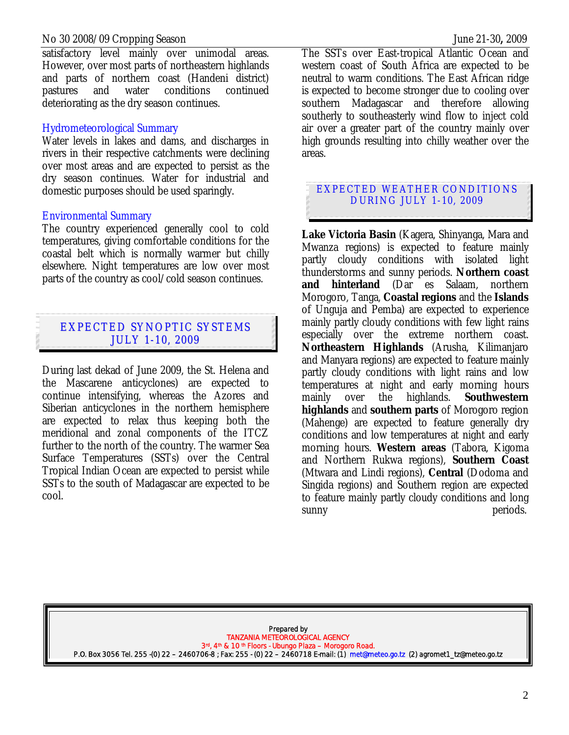satisfactory level mainly over unimodal areas. However, over most parts of northeastern highlands and parts of northern coast (Handeni district) pastures and water conditions continued deteriorating as the dry season continues.

## Hydrometeorological Summary

Water levels in lakes and dams, and discharges in rivers in their respective catchments were declining over most areas and are expected to persist as the dry season continues. Water for industrial and domestic purposes should be used sparingly.

## Environmental Summary

The country experienced generally cool to cold temperatures, giving comfortable conditions for the coastal belt which is normally warmer but chilly elsewhere. Night temperatures are low over most parts of the country as cool/cold season continues.

## EXPECTED SYNOPTIC SYSTEMS JULY 1-10, 2009

During last dekad of June 2009, the St. Helena and the Mascarene anticyclones) are expected to continue intensifying, whereas the Azores and Siberian anticyclones in the northern hemisphere are expected to relax thus keeping both the meridional and zonal components of the ITCZ further to the north of the country. The warmer Sea Surface Temperatures (SSTs) over the Central Tropical Indian Ocean are expected to persist while SSTs to the south of Madagascar are expected to be cool.

The SSTs over East-tropical Atlantic Ocean and western coast of South Africa are expected to be neutral to warm conditions. The East African ridge is expected to become stronger due to cooling over southern Madagascar and therefore allowing southerly to southeasterly wind flow to inject cold air over a greater part of the country mainly over high grounds resulting into chilly weather over the areas.

## EXPECTED WEATHER CONDITIONS DURING JULY 1-10, 2009

**Lake Victoria Basin** (Kagera, Shinyanga, Mara and Mwanza regions) is expected to feature mainly partly cloudy conditions with isolated light thunderstorms and sunny periods. **Northern coast and hinterland** (Dar es Salaam, northern Morogoro, Tanga, **Coastal regions** and the **Islands** of Unguja and Pemba) are expected to experience mainly partly cloudy conditions with few light rains especially over the extreme northern coast. **Northeastern Highlands** (Arusha, Kilimanjaro and Manyara regions) are expected to feature mainly partly cloudy conditions with light rains and low temperatures at night and early morning hours mainly over the highlands. **Southwestern highlands** and **southern parts** of Morogoro region (Mahenge) are expected to feature generally dry conditions and low temperatures at night and early morning hours. **Western areas** (Tabora, Kigoma and Northern Rukwa regions), **Southern Coast** (Mtwara and Lindi regions), **Central** (Dodoma and Singida regions) and Southern region are expected to feature mainly partly cloudy conditions and long sunny periods.

Prepared by
TANZANIA METEOROLOGICAL AGENCY
3rd, 4th & 10th Floors - Ubungo Plaza – Morogoro Road.
P.O. Box 3056 Tel. 255 -(0) 22 – 2460706-8 ; Fax: 255 - (0) 22 – 2460718 E-mail: (1) met@meteo.go.tz (2) agromet1_tz@meteo.go.tz